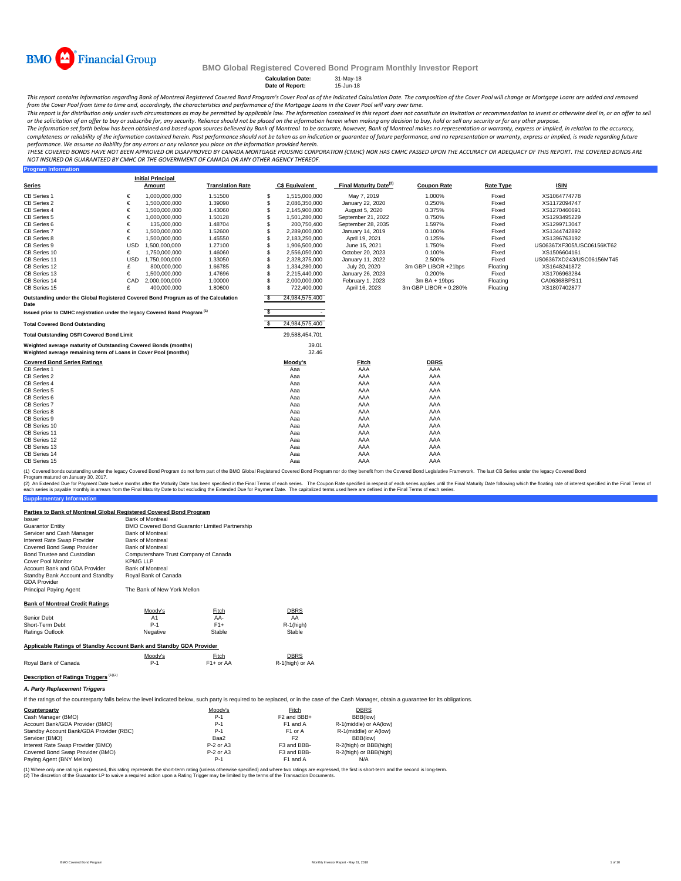BMO Financial Group

# BMO Global Registered Covered Bond Program Monthly Investor Report

**Calculation Date:** 31-May-18
**Date of Report:** 15-Jun-18

*This report contains information regarding Bank of Montreal Registered Covered Bond Program's Cover Pool as of the indicated Calculation Date. The composition of the Cover Pool will change as Mortgage Loans are added and removed from the Cover Pool from time to time and, accordingly, the characteristics and performance of the Mortgage Loans in the Cover Pool will vary over time.*

*This report is for distribution only under such circumstances as may be permitted by applicable law. The information contained in this report does not constitute an invitation or recommendation to invest or otherwise deal in, or an offer to sell or the solicitation of an offer to buy or subscribe for, any security. Reliance should not be placed on the information herein when making any decision to buy, hold or sell any security or for any other purpose.*

*The information set forth below has been obtained and based upon sources believed by Bank of Montreal to be accurate, however, Bank of Montreal makes no representation or warranty, express or implied, in relation to the accuracy, completeness or reliability of the information contained herein. Past performance should not be taken as an indication or guarantee of future performance, and no representation or warranty, express or implied, is made regarding future performance. We assume no liability for any errors or any reliance you place on the information provided herein.*

*THESE COVERED BONDS HAVE NOT BEEN APPROVED OR DISAPPROVED BY CANADA MORTGAGE HOUSING CORPORATION (CMHC) NOR HAS CMHC PASSED UPON THE ACCURACY OR ADEQUACY OF THIS REPORT. THE COVERED BONDS ARE NOT INSURED OR GUARANTEED BY CMHC OR THE GOVERNMENT OF CANADA OR ANY OTHER AGENCY THEREOF.*

## Program Information

| Series | | Initial Principal Amount | Translation Rate | | C$ Equivalent | Final Maturity Date[2] | Coupon Rate | Rate Type | ISIN |
|---|---|---|---|---|---|---|---|---|---|
| CB Series 1 | € | 1,000,000,000 | 1.51500 | $ | 1,515,000,000 | May 7, 2019 | 1.000% | Fixed | XS1064774778 |
| CB Series 2 | € | 1,500,000,000 | 1.39090 | $ | 2,086,350,000 | January 22, 2020 | 0.250% | Fixed | XS1172094747 |
| CB Series 4 | € | 1,500,000,000 | 1.43060 | $ | 2,145,900,000 | August 5, 2020 | 0.375% | Fixed | XS1270460691 |
| CB Series 5 | € | 1,000,000,000 | 1.50128 | $ | 1,501,280,000 | September 21, 2022 | 0.750% | Fixed | XS1293495229 |
| CB Series 6 | € | 135,000,000 | 1.48704 | $ | 200,750,400 | September 28, 2035 | 1.597% | Fixed | XS1299713047 |
| CB Series 7 | € | 1,500,000,000 | 1.52600 | $ | 2,289,000,000 | January 14, 2019 | 0.100% | Fixed | XS1344742892 |
| CB Series 8 | € | 1,500,000,000 | 1.45550 | $ | 2,183,250,000 | April 19, 2021 | 0.125% | Fixed | XS1396763192 |
| CB Series 9 | USD | 1,500,000,000 | 1.27100 | $ | 1,906,500,000 | June 15, 2021 | 1.750% | Fixed | US06367XF305/USC06156KT62 |
| CB Series 10 | € | 1,750,000,000 | 1.46060 | $ | 2,556,050,000 | October 20, 2023 | 0.100% | Fixed | XS1506604161 |
| CB Series 11 | USD | 1,750,000,000 | 1.33050 | $ | 2,328,375,000 | January 11, 2022 | 2.500% | Fixed | US06367XD243/USC06156MT45 |
| CB Series 12 | £ | 800,000,000 | 1.66785 | $ | 1,334,280,000 | July 20, 2020 | 3m GBP LIBOR +21bps | Floating | XS1648241872 |
| CB Series 13 | € | 1,500,000,000 | 1.47696 | $ | 2,215,440,000 | January 26, 2023 | 0.200% | Fixed | XS1706963284 |
| CB Series 14 | CAD | 2,000,000,000 | 1.00000 | $ | 2,000,000,000 | February 1, 2023 | 3m BA + 19bps | Floating | CA06368BPS11 |
| CB Series 15 | £ | 400,000,000 | 1.80600 | $ | 722,400,000 | April 16, 2023 | 3m GBP LIBOR + 0.280% | Floating | XS1807402877 |

| | | |
|---|---|---|
| Outstanding under the Global Registered Covered Bond Program as of the Calculation Date | $ | 24,984,575,400 |
| Issued prior to CMHC registration under the legacy Covered Bond Program [1] | $ | - |
| **Total Covered Bond Outstanding** | $ | 24,984,575,400 |
| **Total Outstanding OSFI Covered Bond Limit** | | 29,588,454,701 |
| **Weighted average maturity of Outstanding Covered Bonds (months)** | | 39.01 |
| **Weighted average remaining term of Loans in Cover Pool (months)** | | 32.46 |

| Covered Bond Series Ratings | Moody's | Fitch | DBRS |
|---|---|---|---|
| CB Series 1 | Aaa | AAA | AAA |
| CB Series 2 | Aaa | AAA | AAA |
| CB Series 4 | Aaa | AAA | AAA |
| CB Series 5 | Aaa | AAA | AAA |
| CB Series 6 | Aaa | AAA | AAA |
| CB Series 7 | Aaa | AAA | AAA |
| CB Series 8 | Aaa | AAA | AAA |
| CB Series 9 | Aaa | AAA | AAA |
| CB Series 10 | Aaa | AAA | AAA |
| CB Series 11 | Aaa | AAA | AAA |
| CB Series 12 | Aaa | AAA | AAA |
| CB Series 13 | Aaa | AAA | AAA |
| CB Series 14 | Aaa | AAA | AAA |
| CB Series 15 | Aaa | AAA | AAA |

(1) Covered bonds outstanding under the legacy Covered Bond Program do not form part of the BMO Global Registered Covered Bond Program nor do they benefit from the Covered Bond Legislative Framework. The last CB Series under the legacy Covered Bond Program matured on January 30, 2017.

(2) An Extended Due for Payment Date twelve months after the Maturity Date has been specified in the Final Terms of each series. The Coupon Rate specified in respect of each series applies until the Final Maturity Date following which the floating rate of interest specified in the Final Terms of each series is payable monthly in arrears from the Final Maturity Date to but excluding the Extended Due for Payment Date. The capitalized terms used here are defined in the Final Terms of each series.

## Supplementary Information

### Parties to Bank of Montreal Global Registered Covered Bond Program

| | |
|---|---|
| Issuer | Bank of Montreal |
| Guarantor Entity | BMO Covered Bond Guarantor Limited Partnership |
| Servicer and Cash Manager | Bank of Montreal |
| Interest Rate Swap Provider | Bank of Montreal |
| Covered Bond Swap Provider | Bank of Montreal |
| Bond Trustee and Custodian | Computershare Trust Company of Canada |
| Cover Pool Monitor | KPMG LLP |
| Account Bank and GDA Provider | Bank of Montreal |
| Standby Bank Account and Standby GDA Provider | Royal Bank of Canada |
| Principal Paying Agent | The Bank of New York Mellon |

### Bank of Montreal Credit Ratings

| | Moody's | Fitch | DBRS |
|---|---|---|---|
| Senior Debt | A1 | AA- | AA |
| Short-Term Debt | P-1 | F1+ | R-1(high) |
| Ratings Outlook | Negative | Stable | Stable |

### Applicable Ratings of Standby Account Bank and Standby GDA Provider

| | Moody's | Fitch | DBRS |
|---|---|---|---|
| Royal Bank of Canada | P-1 | F1+ or AA | R-1(high) or AA |

### Description of Ratings Triggers [1][2]

#### *A. Party Replacement Triggers*

If the ratings of the counterparty falls below the level indicated below, such party is required to be replaced, or in the case of the Cash Manager, obtain a guarantee for its obligations.

| Counterparty | Moody's | Fitch | DBRS |
|---|---|---|---|
| Cash Manager (BMO) | P-1 | F2 and BBB+ | BBB(low) |
| Account Bank/GDA Provider (BMO) | P-1 | F1 and A | R-1(middle) or AA(low) |
| Standby Account Bank/GDA Provider (RBC) | P-1 | F1 or A | R-1(middle) or A(low) |
| Servicer (BMO) | Baa2 | F2 | BBB(low) |
| Interest Rate Swap Provider (BMO) | P-2 or A3 | F3 and BBB- | R-2(high) or BBB(high) |
| Covered Bond Swap Provider (BMO) | P-2 or A3 | F3 and BBB- | R-2(high) or BBB(high) |
| Paying Agent (BNY Mellon) | P-1 | F1 and A | N/A |

(1) Where only one rating is expressed, this rating represents the short-term rating (unless otherwise specified) and where two ratings are expressed, the first is short-term and the second is long-term.
(2) The discretion of the Guarantor LP to waive a required action upon a Rating Trigger may be limited by the terms of the Transaction Documents.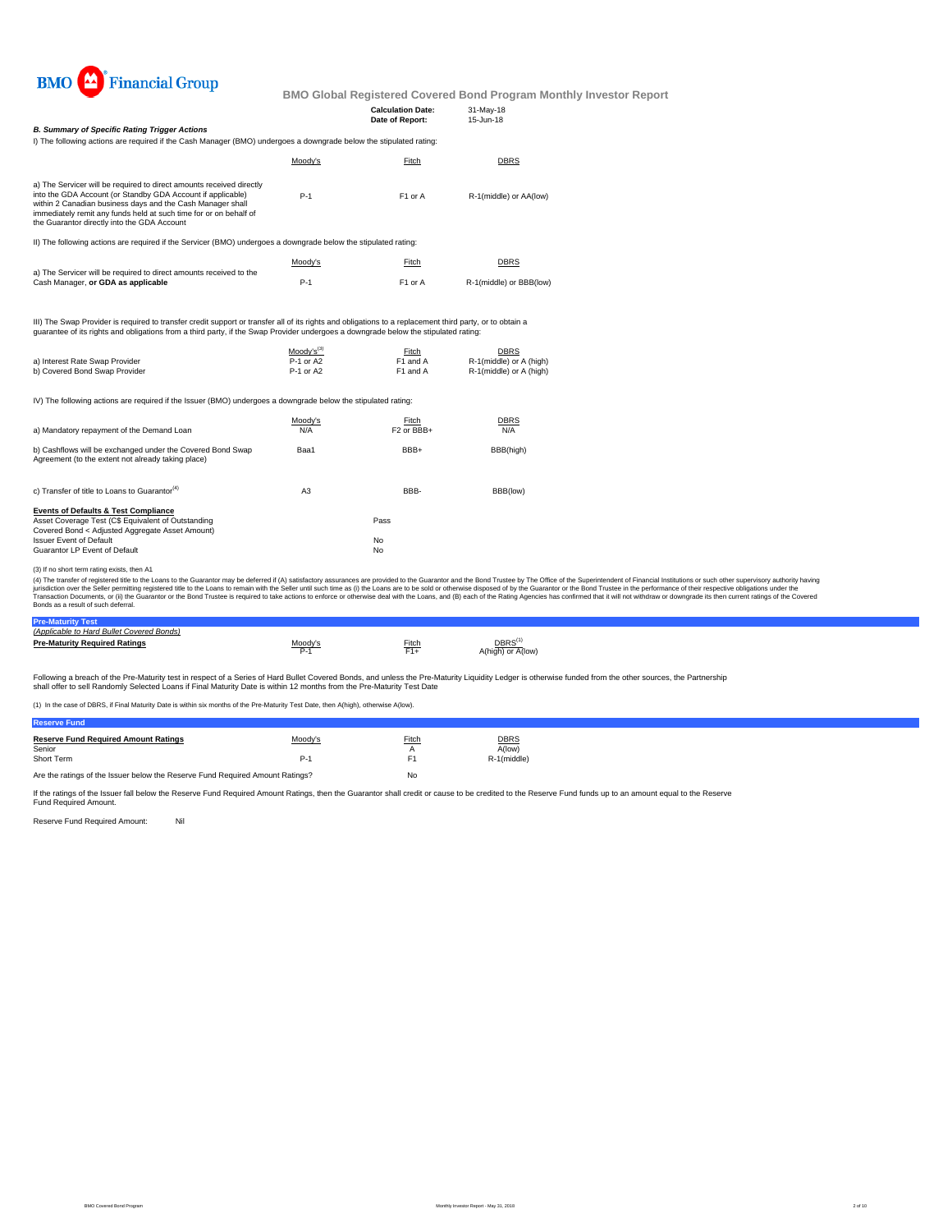BMO Financial Group

# BMO Global Registered Covered Bond Program Monthly Investor Report

| | |
|---|---|
| **Calculation Date:** | 31-May-18 |
| **Date of Report:** | 15-Jun-18 |

***B. Summary of Specific Rating Trigger Actions***

I) The following actions are required if the Cash Manager (BMO) undergoes a downgrade below the stipulated rating:

| | Moody's | Fitch | DBRS |
|---|---|---|---|
| a) The Servicer will be required to direct amounts received directly into the GDA Account (or Standby GDA Account if applicable) within 2 Canadian business days and the Cash Manager shall immediately remit any funds held at such time for or on behalf of the Guarantor directly into the GDA Account | P-1 | F1 or A | R-1(middle) or AA(low) |

II) The following actions are required if the Servicer (BMO) undergoes a downgrade below the stipulated rating:

| | Moody's | Fitch | DBRS |
|---|---|---|---|
| a) The Servicer will be required to direct amounts received to the Cash Manager, **or GDA as applicable** | P-1 | F1 or A | R-1(middle) or BBB(low) |

III) The Swap Provider is required to transfer credit support or transfer all of its rights and obligations to a replacement third party, or to obtain a guarantee of its rights and obligations from a third party, if the Swap Provider undergoes a downgrade below the stipulated rating:

| | Moody's(3) | Fitch | DBRS |
|---|---|---|---|
| a) Interest Rate Swap Provider | P-1 or A2 | F1 and A | R-1(middle) or A (high) |
| b) Covered Bond Swap Provider | P-1 or A2 | F1 and A | R-1(middle) or A (high) |

IV) The following actions are required if the Issuer (BMO) undergoes a downgrade below the stipulated rating:

| | Moody's | Fitch | DBRS |
|---|---|---|---|
| a) Mandatory repayment of the Demand Loan | N/A | F2 or BBB+ | N/A |
| b) Cashflows will be exchanged under the Covered Bond Swap Agreement (to the extent not already taking place) | Baa1 | BBB+ | BBB(high) |
| c) Transfer of title to Loans to Guarantor(4) | A3 | BBB- | BBB(low) |

| **Events of Defaults & Test Compliance** | |
|---|---|
| Asset Coverage Test (C$ Equivalent of Outstanding Covered Bond < Adjusted Aggregate Asset Amount) | Pass |
| Issuer Event of Default | No |
| Guarantor LP Event of Default | No |

(3) If no short term rating exists, then A1

(4) The transfer of registered title to the Loans to the Guarantor may be deferred if (A) satisfactory assurances are provided to the Guarantor and the Bond Trustee by The Office of the Superintendent of Financial Institutions or such other supervisory authority having jurisdiction over the Seller permitting registered title to the Loans to remain with the Seller until such time as (i) the Loans are to be sold or otherwise disposed of by the Guarantor or the Bond Trustee in the performance of their respective obligations under the Transaction Documents, or (ii) the Guarantor or the Bond Trustee is required to take actions to enforce or otherwise deal with the Loans, and (B) each of the Rating Agencies has confirmed that it will not withdraw or downgrade its then current ratings of the Covered Bonds as a result of such deferral.

## Pre-Maturity Test

*(Applicable to Hard Bullet Covered Bonds)*

| **Pre-Maturity Required Ratings** | Moody's | Fitch | DBRS(1) |
|---|---|---|---|
| | P-1 | F1+ | A(high) or A(low) |

Following a breach of the Pre-Maturity test in respect of a Series of Hard Bullet Covered Bonds, and unless the Pre-Maturity Liquidity Ledger is otherwise funded from the other sources, the Partnership shall offer to sell Randomly Selected Loans if Final Maturity Date is within 12 months from the Pre-Maturity Test Date

(1) In the case of DBRS, if Final Maturity Date is within six months of the Pre-Maturity Test Date, then A(high), otherwise A(low).

## Reserve Fund

| **Reserve Fund Required Amount Ratings** | Moody's | Fitch | DBRS |
|---|---|---|---|
| Senior | | A | A(low) |
| Short Term | P-1 | F1 | R-1(middle) |

Are the ratings of the Issuer below the Reserve Fund Required Amount Ratings? No

If the ratings of the Issuer fall below the Reserve Fund Required Amount Ratings, then the Guarantor shall credit or cause to be credited to the Reserve Fund funds up to an amount equal to the Reserve Fund Required Amount.

Reserve Fund Required Amount: Nil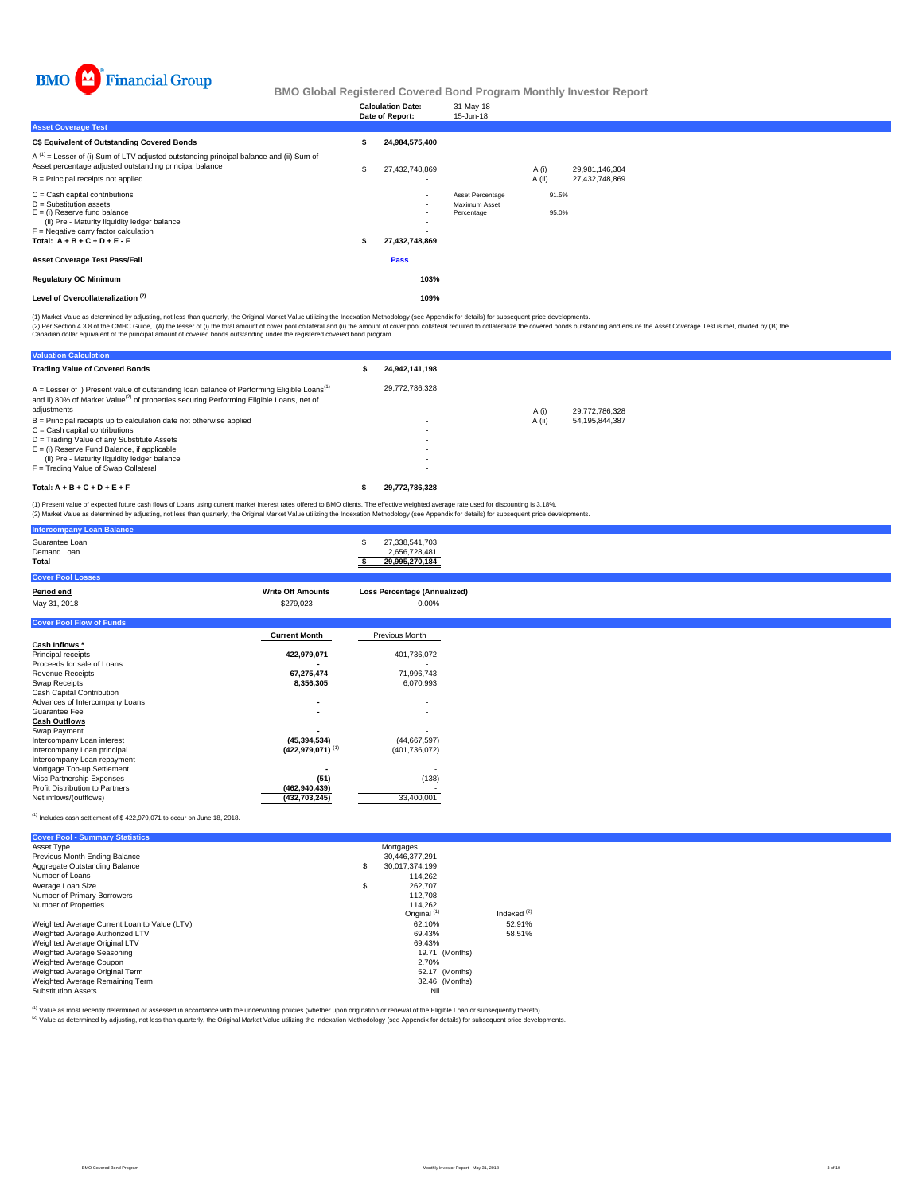BMO Financial Group

# BMO Global Registered Covered Bond Program Monthly Investor Report

| | |
|---|---|
| Calculation Date: | 31-May-18 |
| Date of Report: | 15-Jun-18 |

## Asset Coverage Test

| | | | | |
|---|---|---|---|---|
| **C$ Equivalent of Outstanding Covered Bonds** | $ 24,984,575,400 | | | |
| A [1] = Lesser of (i) Sum of LTV adjusted outstanding principal balance and (ii) Sum of Asset percentage adjusted outstanding principal balance | $ 27,432,748,869 | | A (i) | 29,981,146,304 |
| B = Principal receipts not applied | - | | A (ii) | 27,432,748,869 |
| C = Cash capital contributions | - | Asset Percentage | 91.5% | |
| D = Substitution assets | - | Maximum Asset Percentage | 95.0% | |
| E = (i) Reserve fund balance | - | | | |
| (ii) Pre - Maturity liquidity ledger balance | - | | | |
| F = Negative carry factor calculation | - | | | |
| **Total: A + B + C + D + E - F** | $ **27,432,748,869** | | | |
| **Asset Coverage Test Pass/Fail** | **Pass** | | | |
| **Regulatory OC Minimum** | **103%** | | | |
| **Level of Overcollateralization [2]** | **109%** | | | |

(1) Market Value as determined by adjusting, not less than quarterly, the Original Market Value utilizing the Indexation Methodology (see Appendix for details) for subsequent price developments.
(2) Per Section 4.3.8 of the CMHC Guide, (A) the lesser of (i) the total amount of cover pool collateral and (ii) the amount of cover pool collateral required to collateralize the covered bonds outstanding and ensure the Asset Coverage Test is met, divided by (B) the Canadian dollar equivalent of the principal amount of covered bonds outstanding under the registered covered bond program.

## Valuation Calculation

| | | | |
|---|---|---|---|
| **Trading Value of Covered Bonds** | $ **24,942,141,198** | | |
| A = Lesser of i) Present value of outstanding loan balance of Performing Eligible Loans[1] and ii) 80% of Market Value[2] of properties securing Performing Eligible Loans, net of adjustments | 29,772,786,328 | A (i) | 29,772,786,328 |
| B = Principal receipts up to calculation date not otherwise applied | - | A (ii) | 54,195,844,387 |
| C = Cash capital contributions | - | | |
| D = Trading Value of any Substitute Assets | - | | |
| E = (i) Reserve Fund Balance, if applicable | - | | |
| (ii) Pre - Maturity liquidity ledger balance | - | | |
| F = Trading Value of Swap Collateral | - | | |
| **Total: A + B + C + D + E + F** | $ **29,772,786,328** | | |

(1) Present value of expected future cash flows of Loans using current market interest rates offered to BMO clients. The effective weighted average rate used for discounting is 3.18%.
(2) Market Value as determined by adjusting, not less than quarterly, the Original Market Value utilizing the Indexation Methodology (see Appendix for details) for subsequent price developments.

## Intercompany Loan Balance

| | |
|---|---|
| Guarantee Loan | $ 27,338,541,703 |
| Demand Loan | 2,656,728,481 |
| **Total** | $ **29,995,270,184** |

## Cover Pool Losses

| Period end | Write Off Amounts | Loss Percentage (Annualized) |
|---|---|---|
| May 31, 2018 | $279,023 | 0.00% |

## Cover Pool Flow of Funds

| | Current Month | Previous Month |
|---|---|---|
| **Cash Inflows \*** | | |
| Principal receipts | **422,979,071** | 401,736,072 |
| Proceeds for sale of Loans | **-** | - |
| Revenue Receipts | **67,275,474** | 71,996,743 |
| Swap Receipts | **8,356,305** | 6,070,993 |
| Cash Capital Contribution | | |
| Advances of Intercompany Loans | **-** | - |
| Guarantee Fee | **-** | - |
| **Cash Outflows** | | |
| Swap Payment | **-** | - |
| Intercompany Loan interest | **(45,394,534)** | (44,667,597) |
| Intercompany Loan principal | **(422,979,071)** [1] | (401,736,072) |
| Intercompany Loan repayment | | |
| Mortgage Top-up Settlement | **-** | - |
| Misc Partnership Expenses | **(51)** | (138) |
| Profit Distribution to Partners | **(462,940,439)** | - |
| Net inflows/(outflows) | **(432,703,245)** | 33,400,001 |

[1] Includes cash settlement of $ 422,979,071 to occur on June 18, 2018.

## Cover Pool - Summary Statistics

| | | |
|---|---|---|
| Asset Type | Mortgages | |
| Previous Month Ending Balance | 30,446,377,291 | |
| Aggregate Outstanding Balance | $ 30,017,374,199 | |
| Number of Loans | 114,262 | |
| Average Loan Size | $ 262,707 | |
| Number of Primary Borrowers | 112,708 | |
| Number of Properties | 114,262 | |
| | Original [1] | Indexed [2] |
| Weighted Average Current Loan to Value (LTV) | 62.10% | 52.91% |
| Weighted Average Authorized LTV | 69.43% | 58.51% |
| Weighted Average Original LTV | 69.43% | |
| Weighted Average Seasoning | 19.71 (Months) | |
| Weighted Average Coupon | 2.70% | |
| Weighted Average Original Term | 52.17 (Months) | |
| Weighted Average Remaining Term | 32.46 (Months) | |
| Substitution Assets | Nil | |

[1] Value as most recently determined or assessed in accordance with the underwriting policies (whether upon origination or renewal of the Eligible Loan or subsequently thereto).
[2] Value as determined by adjusting, not less than quarterly, the Original Market Value utilizing the Indexation Methodology (see Appendix for details) for subsequent price developments.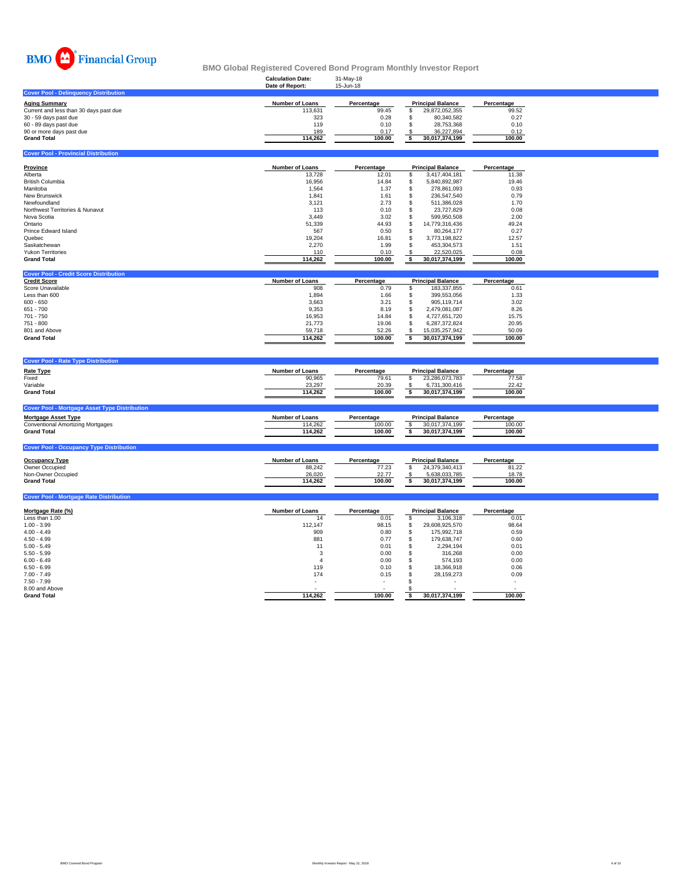BMO Financial Group

# BMO Global Registered Covered Bond Program Monthly Investor Report

**Calculation Date:** 31-May-18
**Date of Report:** 15-Jun-18

## Cover Pool - Delinquency Distribution

| Aging Summary | Number of Loans | Percentage | Principal Balance | Percentage |
|---|---|---|---|---|
| Current and less than 30 days past due | 113,631 | 99.45 | $ 29,872,052,355 | 99.52 |
| 30 - 59 days past due | 323 | 0.28 | $ 80,340,582 | 0.27 |
| 60 - 89 days past due | 119 | 0.10 | $ 28,753,368 | 0.10 |
| 90 or more days past due | 189 | 0.17 | $ 36,227,894 | 0.12 |
| **Grand Total** | **114,262** | **100.00** | **$ 30,017,374,199** | **100.00** |

## Cover Pool - Provincial Distribution

| Province | Number of Loans | Percentage | Principal Balance | Percentage |
|---|---|---|---|---|
| Alberta | 13,728 | 12.01 | $ 3,417,404,181 | 11.38 |
| British Columbia | 16,956 | 14.84 | $ 5,840,892,987 | 19.46 |
| Manitoba | 1,564 | 1.37 | $ 278,861,093 | 0.93 |
| New Brunswick | 1,841 | 1.61 | $ 236,547,540 | 0.79 |
| Newfoundland | 3,121 | 2.73 | $ 511,386,028 | 1.70 |
| Northwest Territories & Nunavut | 113 | 0.10 | $ 23,727,829 | 0.08 |
| Nova Scotia | 3,449 | 3.02 | $ 599,950,508 | 2.00 |
| Ontario | 51,339 | 44.93 | $ 14,779,316,436 | 49.24 |
| Prince Edward Island | 567 | 0.50 | $ 80,264,177 | 0.27 |
| Quebec | 19,204 | 16.81 | $ 3,773,198,822 | 12.57 |
| Saskatchewan | 2,270 | 1.99 | $ 453,304,573 | 1.51 |
| Yukon Territories | 110 | 0.10 | $ 22,520,025 | 0.08 |
| **Grand Total** | **114,262** | **100.00** | **$ 30,017,374,199** | **100.00** |

## Cover Pool - Credit Score Distribution

| Credit Score | Number of Loans | Percentage | Principal Balance | Percentage |
|---|---|---|---|---|
| Score Unavailable | 908 | 0.79 | $ 183,337,855 | 0.61 |
| Less than 600 | 1,894 | 1.66 | $ 399,553,056 | 1.33 |
| 600 - 650 | 3,663 | 3.21 | $ 905,119,714 | 3.02 |
| 651 - 700 | 9,353 | 8.19 | $ 2,479,081,087 | 8.26 |
| 701 - 750 | 16,953 | 14.84 | $ 4,727,651,720 | 15.75 |
| 751 - 800 | 21,773 | 19.06 | $ 6,287,372,824 | 20.95 |
| 801 and Above | 59,718 | 52.26 | $ 15,035,257,942 | 50.09 |
| **Grand Total** | **114,262** | **100.00** | **$ 30,017,374,199** | **100.00** |

## Cover Pool - Rate Type Distribution

| Rate Type | Number of Loans | Percentage | Principal Balance | Percentage |
|---|---|---|---|---|
| Fixed | 90,965 | 79.61 | $ 23,286,073,783 | 77.58 |
| Variable | 23,297 | 20.39 | $ 6,731,300,416 | 22.42 |
| **Grand Total** | **114,262** | **100.00** | **$ 30,017,374,199** | **100.00** |

## Cover Pool - Mortgage Asset Type Distribution

| Mortgage Asset Type | Number of Loans | Percentage | Principal Balance | Percentage |
|---|---|---|---|---|
| Conventional Amortizing Mortgages | 114,262 | 100.00 | $ 30,017,374,199 | 100.00 |
| **Grand Total** | **114,262** | **100.00** | **$ 30,017,374,199** | **100.00** |

## Cover Pool - Occupancy Type Distribution

| Occupancy Type | Number of Loans | Percentage | Principal Balance | Percentage |
|---|---|---|---|---|
| Owner Occupied | 88,242 | 77.23 | $ 24,379,340,413 | 81.22 |
| Non-Owner Occupied | 26,020 | 22.77 | $ 5,638,033,785 | 18.78 |
| **Grand Total** | **114,262** | **100.00** | **$ 30,017,374,199** | **100.00** |

## Cover Pool - Mortgage Rate Distribution

| Mortgage Rate (%) | Number of Loans | Percentage | Principal Balance | Percentage |
|---|---|---|---|---|
| Less than 1.00 | 14 | 0.01 | $ 3,106,318 | 0.01 |
| 1.00 - 3.99 | 112,147 | 98.15 | $ 29,608,925,570 | 98.64 |
| 4.00 - 4.49 | 909 | 0.80 | $ 175,992,718 | 0.59 |
| 4.50 - 4.99 | 881 | 0.77 | $ 179,638,747 | 0.60 |
| 5.00 - 5.49 | 11 | 0.01 | $ 2,294,194 | 0.01 |
| 5.50 - 5.99 | 3 | 0.00 | $ 316,268 | 0.00 |
| 6.00 - 6.49 | 4 | 0.00 | $ 574,193 | 0.00 |
| 6.50 - 6.99 | 119 | 0.10 | $ 18,366,918 | 0.06 |
| 7.00 - 7.49 | 174 | 0.15 | $ 28,159,273 | 0.09 |
| 7.50 - 7.99 | - | - | $ - | - |
| 8.00 and Above | - | - | $ - | - |
| **Grand Total** | **114,262** | **100.00** | **$ 30,017,374,199** | **100.00** |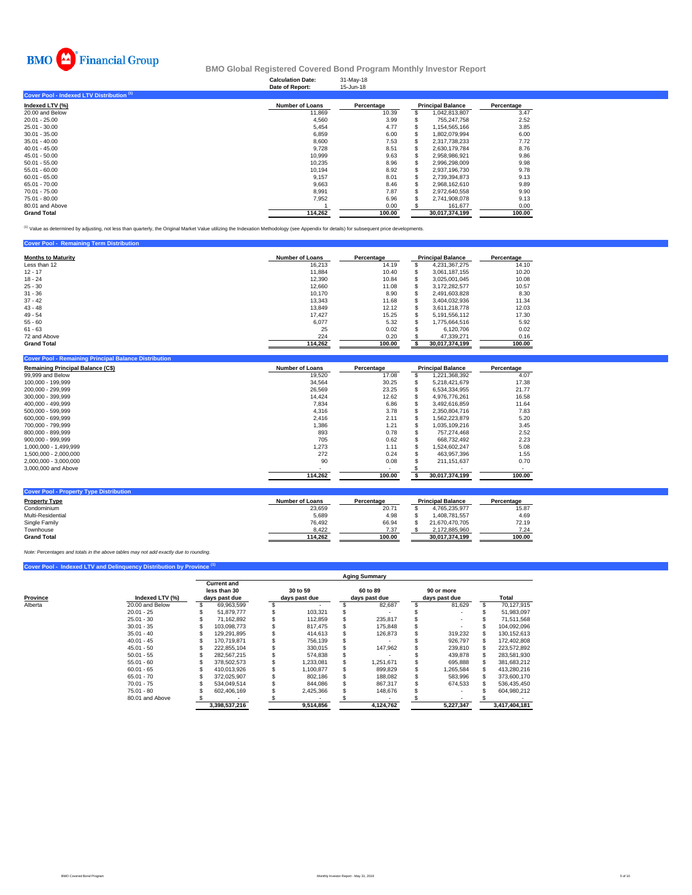BMO Financial Group

## BMO Global Registered Covered Bond Program Monthly Investor Report

| | |
|---|---|
| Calculation Date: | 31-May-18 |
| Date of Report: | 15-Jun-18 |

### Cover Pool - Indexed LTV Distribution [1]

| Indexed LTV (%) | Number of Loans | Percentage | Principal Balance | Percentage |
|---|---|---|---|---|
| 20.00 and Below | 11,869 | 10.39 | $ 1,042,813,807 | 3.47 |
| 20.01 - 25.00 | 4,560 | 3.99 | $ 755,247,758 | 2.52 |
| 25.01 - 30.00 | 5,454 | 4.77 | $ 1,154,565,166 | 3.85 |
| 30.01 - 35.00 | 6,859 | 6.00 | $ 1,802,079,994 | 6.00 |
| 35.01 - 40.00 | 8,600 | 7.53 | $ 2,317,738,233 | 7.72 |
| 40.01 - 45.00 | 9,728 | 8.51 | $ 2,630,179,784 | 8.76 |
| 45.01 - 50.00 | 10,999 | 9.63 | $ 2,958,986,921 | 9.86 |
| 50.01 - 55.00 | 10,235 | 8.96 | $ 2,996,298,009 | 9.98 |
| 55.01 - 60.00 | 10,194 | 8.92 | $ 2,937,196,730 | 9.78 |
| 60.01 - 65.00 | 9,157 | 8.01 | $ 2,739,394,873 | 9.13 |
| 65.01 - 70.00 | 9,663 | 8.46 | $ 2,968,162,610 | 9.89 |
| 70.01 - 75.00 | 8,991 | 7.87 | $ 2,972,640,558 | 9.90 |
| 75.01 - 80.00 | 7,952 | 6.96 | $ 2,741,908,078 | 9.13 |
| 80.01 and Above | 1 | 0.00 | $ 161,677 | 0.00 |
| **Grand Total** | **114,262** | **100.00** | **30,017,374,199** | **100.00** |

[1] Value as determined by adjusting, not less than quarterly, the Original Market Value utilizing the Indexation Methodology (see Appendix for details) for subsequent price developments.

### Cover Pool - Remaining Term Distribution

| Months to Maturity | Number of Loans | Percentage | Principal Balance | Percentage |
|---|---|---|---|---|
| Less than 12 | 16,213 | 14.19 | $ 4,231,367,275 | 14.10 |
| 12 - 17 | 11,884 | 10.40 | $ 3,061,187,155 | 10.20 |
| 18 - 24 | 12,390 | 10.84 | $ 3,025,001,045 | 10.08 |
| 25 - 30 | 12,660 | 11.08 | $ 3,172,282,577 | 10.57 |
| 31 - 36 | 10,170 | 8.90 | $ 2,491,603,828 | 8.30 |
| 37 - 42 | 13,343 | 11.68 | $ 3,404,032,936 | 11.34 |
| 43 - 48 | 13,849 | 12.12 | $ 3,611,218,778 | 12.03 |
| 49 - 54 | 17,427 | 15.25 | $ 5,191,556,112 | 17.30 |
| 55 - 60 | 6,077 | 5.32 | $ 1,775,664,516 | 5.92 |
| 61 - 63 | 25 | 0.02 | $ 6,120,706 | 0.02 |
| 72 and Above | 224 | 0.20 | $ 47,339,271 | 0.16 |
| **Grand Total** | **114,262** | **100.00** | **$ 30,017,374,199** | **100.00** |

### Cover Pool - Remaining Principal Balance Distribution

| Remaining Principal Balance (C$) | Number of Loans | Percentage | Principal Balance | Percentage |
|---|---|---|---|---|
| 99,999 and Below | 19,520 | 17.08 | $ 1,221,368,392 | 4.07 |
| 100,000 - 199,999 | 34,564 | 30.25 | $ 5,218,421,679 | 17.38 |
| 200,000 - 299,999 | 26,569 | 23.25 | $ 6,534,334,955 | 21.77 |
| 300,000 - 399,999 | 14,424 | 12.62 | $ 4,976,776,261 | 16.58 |
| 400,000 - 499,999 | 7,834 | 6.86 | $ 3,492,616,859 | 11.64 |
| 500,000 - 599,999 | 4,316 | 3.78 | $ 2,350,804,716 | 7.83 |
| 600,000 - 699,999 | 2,416 | 2.11 | $ 1,562,223,879 | 5.20 |
| 700,000 - 799,999 | 1,386 | 1.21 | $ 1,035,109,216 | 3.45 |
| 800,000 - 899,999 | 893 | 0.78 | $ 757,274,468 | 2.52 |
| 900,000 - 999,999 | 705 | 0.62 | $ 668,732,492 | 2.23 |
| 1,000,000 - 1,499,999 | 1,273 | 1.11 | $ 1,524,602,247 | 5.08 |
| 1,500,000 - 2,000,000 | 272 | 0.24 | $ 463,957,396 | 1.55 |
| 2,000,000 - 3,000,000 | 90 | 0.08 | $ 211,151,637 | 0.70 |
| 3,000,000 and Above | - | - | $ - | - |
| | **114,262** | **100.00** | **$ 30,017,374,199** | **100.00** |

### Cover Pool - Property Type Distribution

| Property Type | Number of Loans | Percentage | Principal Balance | Percentage |
|---|---|---|---|---|
| Condominium | 23,659 | 20.71 | $ 4,765,235,977 | 15.87 |
| Multi-Residential | 5,689 | 4.98 | $ 1,408,781,557 | 4.69 |
| Single Family | 76,492 | 66.94 | $ 21,670,470,705 | 72.19 |
| Townhouse | 8,422 | 7.37 | $ 2,172,885,960 | 7.24 |
| **Grand Total** | **114,262** | **100.00** | **30,017,374,199** | **100.00** |

*Note: Percentages and totals in the above tables may not add exactly due to rounding.*

### Cover Pool - Indexed LTV and Delinquency Distribution by Province [1]

| | | Aging Summary | | | | |
|---|---|---|---|---|---|---|
| Province | Indexed LTV (%) | Current and less than 30 days past due | 30 to 59 days past due | 60 to 89 days past due | 90 or more days past due | Total |
| Alberta | 20.00 and Below | $ 69,963,599 | $ - | $ 82,687 | $ 81,629 | $ 70,127,915 |
| | 20.01 - 25 | $ 51,879,777 | $ 103,321 | $ - | $ - | $ 51,983,097 |
| | 25.01 - 30 | $ 71,162,892 | $ 112,859 | $ 235,817 | $ - | $ 71,511,568 |
| | 30.01 - 35 | $ 103,098,773 | $ 817,475 | $ 175,848 | $ - | $ 104,092,096 |
| | 35.01 - 40 | $ 129,291,895 | $ 414,613 | $ 126,873 | $ 319,232 | $ 130,152,613 |
| | 40.01 - 45 | $ 170,719,871 | $ 756,139 | $ - | $ 926,797 | $ 172,402,808 |
| | 45.01 - 50 | $ 222,855,104 | $ 330,015 | $ 147,962 | $ 239,810 | $ 223,572,892 |
| | 50.01 - 55 | $ 282,567,215 | $ 574,838 | $ - | $ 439,878 | $ 283,581,930 |
| | 55.01 - 60 | $ 378,502,573 | $ 1,233,081 | $ 1,251,671 | $ 695,888 | $ 381,683,212 |
| | 60.01 - 65 | $ 410,013,926 | $ 1,100,877 | $ 899,829 | $ 1,265,584 | $ 413,280,216 |
| | 65.01 - 70 | $ 372,025,907 | $ 802,186 | $ 188,082 | $ 583,996 | $ 373,600,170 |
| | 70.01 - 75 | $ 534,049,514 | $ 844,086 | $ 867,317 | $ 674,533 | $ 536,435,450 |
| | 75.01 - 80 | $ 602,406,169 | $ 2,425,366 | $ 148,676 | $ - | $ 604,980,212 |
| | 80.01 and Above | $ - | $ - | $ - | $ - | $ - |
| | | **3,398,537,216** | **9,514,856** | **4,124,762** | **5,227,347** | **3,417,404,181** |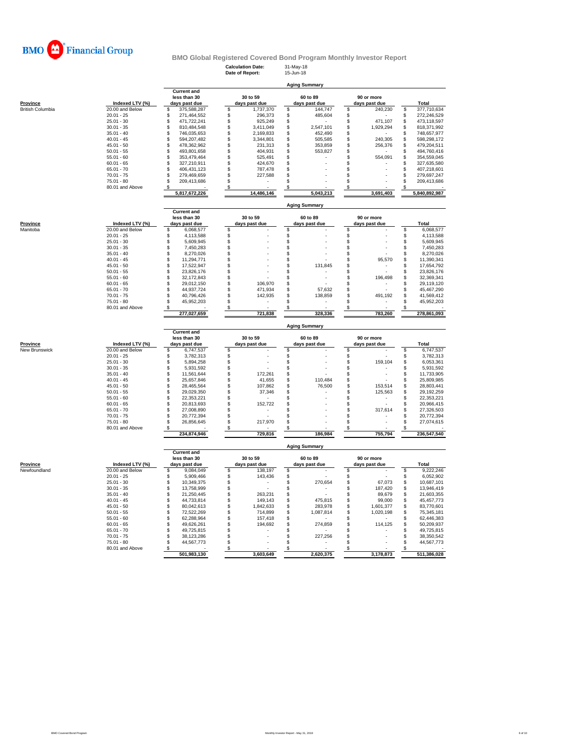BMO Financial Group

## BMO Global Registered Covered Bond Program Monthly Investor Report

**Calculation Date:** 31-May-18
**Date of Report:** 15-Jun-18

### Aging Summary

| Province | Indexed LTV (%) | Current and less than 30 days past due | 30 to 59 days past due | 60 to 89 days past due | 90 or more days past due | Total |
|---|---|---|---|---|---|---|
| British Columbia | 20.00 and Below | $ 375,588,287 | $ 1,737,370 | $ 144,747 | $ 240,230 | $ 377,710,634 |
| | 20.01 - 25 | $ 271,464,552 | $ 296,373 | $ 485,604 | $ - | $ 272,246,529 |
| | 25.01 - 30 | $ 471,722,241 | $ 925,249 | $ - | $ 471,107 | $ 473,118,597 |
| | 30.01 - 35 | $ 810,484,548 | $ 3,411,049 | $ 2,547,101 | $ 1,929,294 | $ 818,371,992 |
| | 35.01 - 40 | $ 746,035,653 | $ 2,169,833 | $ 452,490 | $ - | $ 748,657,977 |
| | 40.01 - 45 | $ 594,207,482 | $ 3,344,801 | $ 505,585 | $ 240,305 | $ 598,298,172 |
| | 45.01 - 50 | $ 478,362,962 | $ 231,313 | $ 353,859 | $ 256,376 | $ 479,204,511 |
| | 50.01 - 55 | $ 493,801,658 | $ 404,931 | $ 553,827 | $ - | $ 494,760,416 |
| | 55.01 - 60 | $ 353,479,464 | $ 525,491 | $ - | $ 554,091 | $ 354,559,045 |
| | 60.01 - 65 | $ 327,210,911 | $ 424,670 | $ - | $ - | $ 327,635,580 |
| | 65.01 - 70 | $ 406,431,123 | $ 787,478 | $ - | $ - | $ 407,218,601 |
| | 70.01 - 75 | $ 279,469,659 | $ 227,588 | $ - | $ - | $ 279,697,247 |
| | 75.01 - 80 | $ 209,413,686 | $ - | $ - | $ - | $ 209,413,686 |
| | 80.01 and Above | $ - | $ - | $ - | $ - | $ - |
| | | 5,817,672,226 | 14,486,146 | 5,043,213 | 3,691,403 | 5,840,892,987 |

### Aging Summary

| Province | Indexed LTV (%) | Current and less than 30 days past due | 30 to 59 days past due | 60 to 89 days past due | 90 or more days past due | Total |
|---|---|---|---|---|---|---|
| Manitoba | 20.00 and Below | $ 6,068,577 | $ - | $ - | $ - | $ 6,068,577 |
| | 20.01 - 25 | $ 4,113,588 | $ - | $ - | $ - | $ 4,113,588 |
| | 25.01 - 30 | $ 5,609,945 | $ - | $ - | $ - | $ 5,609,945 |
| | 30.01 - 35 | $ 7,450,283 | $ - | $ - | $ - | $ 7,450,283 |
| | 35.01 - 40 | $ 8,270,026 | $ - | $ - | $ - | $ 8,270,026 |
| | 40.01 - 45 | $ 11,294,771 | $ - | $ - | $ 95,570 | $ 11,390,341 |
| | 45.01 - 50 | $ 17,522,947 | $ - | $ 131,845 | $ - | $ 17,654,792 |
| | 50.01 - 55 | $ 23,826,176 | $ - | $ - | $ - | $ 23,826,176 |
| | 55.01 - 60 | $ 32,172,843 | $ - | $ - | $ 196,498 | $ 32,369,341 |
| | 60.01 - 65 | $ 29,012,150 | $ 106,970 | $ - | $ - | $ 29,119,120 |
| | 65.01 - 70 | $ 44,937,724 | $ 471,934 | $ 57,632 | $ - | $ 45,467,290 |
| | 70.01 - 75 | $ 40,796,426 | $ 142,935 | $ 138,859 | $ 491,192 | $ 41,569,412 |
| | 75.01 - 80 | $ 45,952,203 | $ - | $ - | $ - | $ 45,952,203 |
| | 80.01 and Above | $ - | $ - | $ - | $ - | $ - |
| | | 277,027,659 | 721,838 | 328,336 | 783,260 | 278,861,093 |

### Aging Summary

| Province | Indexed LTV (%) | Current and less than 30 days past due | 30 to 59 days past due | 60 to 89 days past due | 90 or more days past due | Total |
|---|---|---|---|---|---|---|
| New Brunswick | 20.00 and Below | $ 6,747,537 | $ - | $ - | $ - | $ 6,747,537 |
| | 20.01 - 25 | $ 3,782,313 | $ - | $ - | $ - | $ 3,782,313 |
| | 25.01 - 30 | $ 5,894,258 | $ - | $ - | $ 159,104 | $ 6,053,361 |
| | 30.01 - 35 | $ 5,931,592 | $ - | $ - | $ - | $ 5,931,592 |
| | 35.01 - 40 | $ 11,561,644 | $ 172,261 | $ - | $ - | $ 11,733,905 |
| | 40.01 - 45 | $ 25,657,846 | $ 41,655 | $ 110,484 | $ - | $ 25,809,985 |
| | 45.01 - 50 | $ 28,465,564 | $ 107,862 | $ 76,500 | $ 153,514 | $ 28,803,441 |
| | 50.01 - 55 | $ 29,029,350 | $ 37,346 | $ - | $ 125,563 | $ 29,192,259 |
| | 55.01 - 60 | $ 22,353,221 | $ - | $ - | $ - | $ 22,353,221 |
| | 60.01 - 65 | $ 20,813,693 | $ 152,722 | $ - | $ - | $ 20,966,415 |
| | 65.01 - 70 | $ 27,008,890 | $ - | $ - | $ 317,614 | $ 27,326,503 |
| | 70.01 - 75 | $ 20,772,394 | $ - | $ - | $ - | $ 20,772,394 |
| | 75.01 - 80 | $ 26,856,645 | $ 217,970 | $ - | $ - | $ 27,074,615 |
| | 80.01 and Above | $ - | $ - | $ - | $ - | $ - |
| | | 234,874,946 | 729,816 | 186,984 | 755,794 | 236,547,540 |

### Aging Summary

| Province | Indexed LTV (%) | Current and less than 30 days past due | 30 to 59 days past due | 60 to 89 days past due | 90 or more days past due | Total |
|---|---|---|---|---|---|---|
| Newfoundland | 20.00 and Below | $ 9,084,049 | $ 138,197 | $ - | $ - | $ 9,222,246 |
| | 20.01 - 25 | $ 5,909,466 | $ 143,436 | $ - | $ - | $ 6,052,902 |
| | 25.01 - 30 | $ 10,349,375 | $ - | $ 270,654 | $ 67,073 | $ 10,687,101 |
| | 30.01 - 35 | $ 13,758,999 | $ - | $ - | $ 187,420 | $ 13,946,419 |
| | 35.01 - 40 | $ 21,250,445 | $ 263,231 | $ - | $ 89,679 | $ 21,603,355 |
| | 40.01 - 45 | $ 44,733,814 | $ 149,143 | $ 475,815 | $ 99,000 | $ 45,457,773 |
| | 45.01 - 50 | $ 80,042,613 | $ 1,842,633 | $ 283,978 | $ 1,601,377 | $ 83,770,601 |
| | 50.01 - 55 | $ 72,522,269 | $ 714,899 | $ 1,087,814 | $ 1,020,198 | $ 75,345,181 |
| | 55.01 - 60 | $ 62,288,964 | $ 157,418 | $ - | $ - | $ 62,446,383 |
| | 60.01 - 65 | $ 49,626,261 | $ 194,692 | $ 274,859 | $ 114,125 | $ 50,209,937 |
| | 65.01 - 70 | $ 49,725,815 | $ - | $ - | $ - | $ 49,725,815 |
| | 70.01 - 75 | $ 38,123,286 | $ - | $ 227,256 | $ - | $ 38,350,542 |
| | 75.01 - 80 | $ 44,567,773 | $ - | $ - | $ - | $ 44,567,773 |
| | 80.01 and Above | $ - | $ - | $ - | $ - | $ - |
| | | 501,983,130 | 3,603,649 | 2,620,375 | 3,178,873 | 511,386,028 |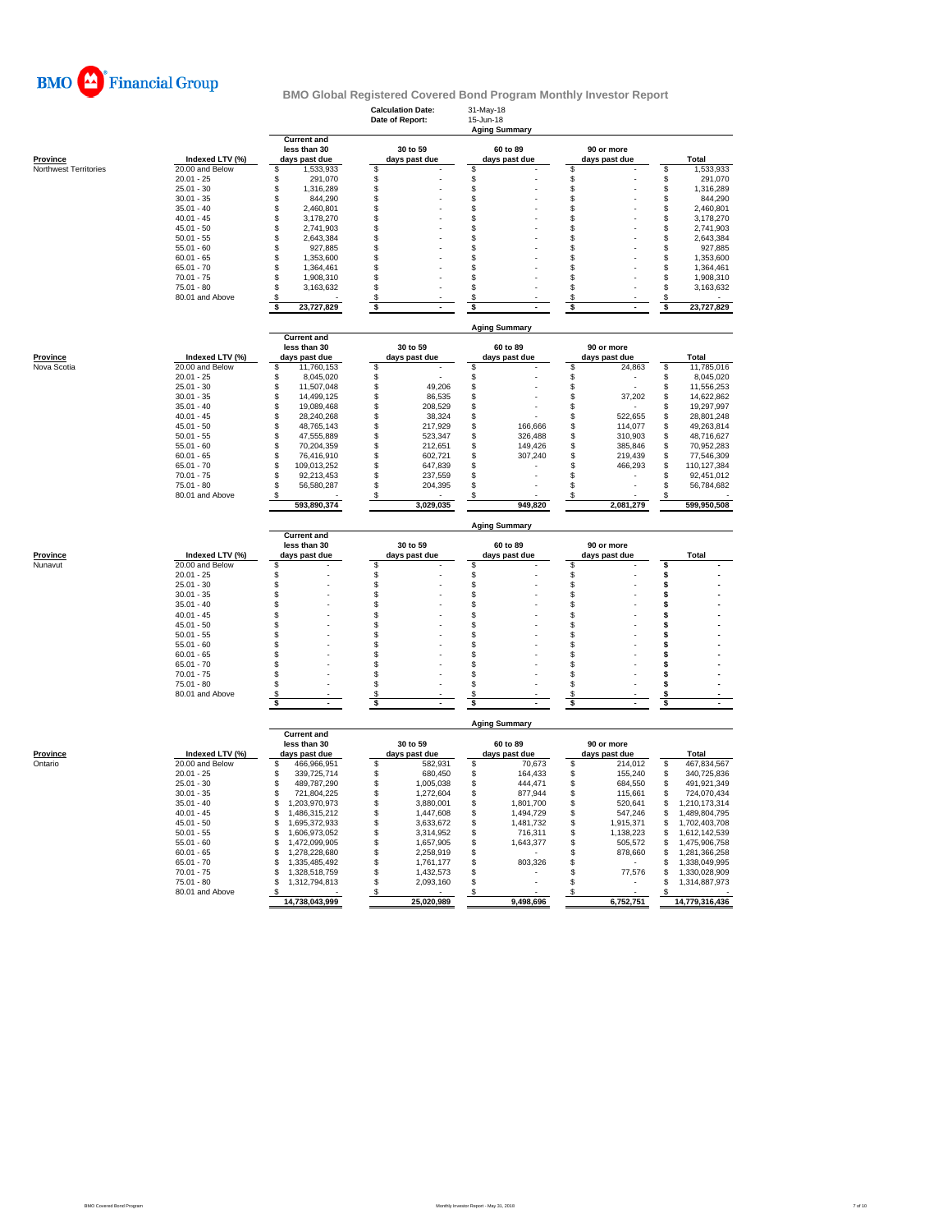BMO Financial Group

# BMO Global Registered Covered Bond Program Monthly Investor Report

Calculation Date: 31-May-18
Date of Report: 15-Jun-18

## Aging Summary

| Province | Indexed LTV (%) | Current and less than 30 days past due | 30 to 59 days past due | 60 to 89 days past due | 90 or more days past due | Total |
|---|---|---|---|---|---|---|
| Northwest Territories | 20.00 and Below | $ 1,533,933 | $ - | $ - | $ - | $ 1,533,933 |
| | 20.01 - 25 | $ 291,070 | $ - | $ - | $ - | $ 291,070 |
| | 25.01 - 30 | $ 1,316,289 | $ - | $ - | $ - | $ 1,316,289 |
| | 30.01 - 35 | $ 844,290 | $ - | $ - | $ - | $ 844,290 |
| | 35.01 - 40 | $ 2,460,801 | $ - | $ - | $ - | $ 2,460,801 |
| | 40.01 - 45 | $ 3,178,270 | $ - | $ - | $ - | $ 3,178,270 |
| | 45.01 - 50 | $ 2,741,903 | $ - | $ - | $ - | $ 2,741,903 |
| | 50.01 - 55 | $ 2,643,384 | $ - | $ - | $ - | $ 2,643,384 |
| | 55.01 - 60 | $ 927,885 | $ - | $ - | $ - | $ 927,885 |
| | 60.01 - 65 | $ 1,353,600 | $ - | $ - | $ - | $ 1,353,600 |
| | 65.01 - 70 | $ 1,364,461 | $ - | $ - | $ - | $ 1,364,461 |
| | 70.01 - 75 | $ 1,908,310 | $ - | $ - | $ - | $ 1,908,310 |
| | 75.01 - 80 | $ 3,163,632 | $ - | $ - | $ - | $ 3,163,632 |
| | 80.01 and Above | $ - | $ - | $ - | $ - | $ - |
| | | $ 23,727,829 | $ - | $ - | $ - | $ 23,727,829 |

## Aging Summary

| Province | Indexed LTV (%) | Current and less than 30 days past due | 30 to 59 days past due | 60 to 89 days past due | 90 or more days past due | Total |
|---|---|---|---|---|---|---|
| Nova Scotia | 20.00 and Below | $ 11,760,153 | $ - | $ - | $ 24,863 | $ 11,785,016 |
| | 20.01 - 25 | $ 8,045,020 | $ - | $ - | $ - | $ 8,045,020 |
| | 25.01 - 30 | $ 11,507,048 | $ 49,206 | $ - | $ - | $ 11,556,253 |
| | 30.01 - 35 | $ 14,499,125 | $ 86,535 | $ - | $ 37,202 | $ 14,622,862 |
| | 35.01 - 40 | $ 19,089,468 | $ 208,529 | $ - | $ - | $ 19,297,997 |
| | 40.01 - 45 | $ 28,240,268 | $ 38,324 | $ - | $ 522,655 | $ 28,801,248 |
| | 45.01 - 50 | $ 48,765,143 | $ 217,929 | $ 166,666 | $ 114,077 | $ 49,263,814 |
| | 50.01 - 55 | $ 47,555,889 | $ 523,347 | $ 326,488 | $ 310,903 | $ 48,716,627 |
| | 55.01 - 60 | $ 70,204,359 | $ 212,651 | $ 149,426 | $ 385,846 | $ 70,952,283 |
| | 60.01 - 65 | $ 76,416,910 | $ 602,721 | $ 307,240 | $ 219,439 | $ 77,546,309 |
| | 65.01 - 70 | $ 109,013,252 | $ 647,839 | $ - | $ 466,293 | $ 110,127,384 |
| | 70.01 - 75 | $ 92,213,453 | $ 237,559 | $ - | $ - | $ 92,451,012 |
| | 75.01 - 80 | $ 56,580,287 | $ 204,395 | $ - | $ - | $ 56,784,682 |
| | 80.01 and Above | $ - | $ - | $ - | $ - | $ - |
| | | 593,890,374 | 3,029,035 | 949,820 | 2,081,279 | 599,950,508 |

## Aging Summary

| Province | Indexed LTV (%) | Current and less than 30 days past due | 30 to 59 days past due | 60 to 89 days past due | 90 or more days past due | Total |
|---|---|---|---|---|---|---|
| Nunavut | 20.00 and Below | $ - | $ - | $ - | $ - | $ - |
| | 20.01 - 25 | $ - | $ - | $ - | $ - | $ - |
| | 25.01 - 30 | $ - | $ - | $ - | $ - | $ - |
| | 30.01 - 35 | $ - | $ - | $ - | $ - | $ - |
| | 35.01 - 40 | $ - | $ - | $ - | $ - | $ - |
| | 40.01 - 45 | $ - | $ - | $ - | $ - | $ - |
| | 45.01 - 50 | $ - | $ - | $ - | $ - | $ - |
| | 50.01 - 55 | $ - | $ - | $ - | $ - | $ - |
| | 55.01 - 60 | $ - | $ - | $ - | $ - | $ - |
| | 60.01 - 65 | $ - | $ - | $ - | $ - | $ - |
| | 65.01 - 70 | $ - | $ - | $ - | $ - | $ - |
| | 70.01 - 75 | $ - | $ - | $ - | $ - | $ - |
| | 75.01 - 80 | $ - | $ - | $ - | $ - | $ - |
| | 80.01 and Above | $ - | $ - | $ - | $ - | $ - |
| | | $ - | $ - | $ - | $ - | $ - |

## Aging Summary

| Province | Indexed LTV (%) | Current and less than 30 days past due | 30 to 59 days past due | 60 to 89 days past due | 90 or more days past due | Total |
|---|---|---|---|---|---|---|
| Ontario | 20.00 and Below | $ 466,966,951 | $ 582,931 | $ 70,673 | $ 214,012 | $ 467,834,567 |
| | 20.01 - 25 | $ 339,725,714 | $ 680,450 | $ 164,433 | $ 155,240 | $ 340,725,836 |
| | 25.01 - 30 | $ 489,787,290 | $ 1,005,038 | $ 444,471 | $ 684,550 | $ 491,921,349 |
| | 30.01 - 35 | $ 721,804,225 | $ 1,272,604 | $ 877,944 | $ 115,661 | $ 724,070,434 |
| | 35.01 - 40 | $ 1,203,970,973 | $ 3,880,001 | $ 1,801,700 | $ 520,641 | $ 1,210,173,314 |
| | 40.01 - 45 | $ 1,486,315,212 | $ 1,447,608 | $ 1,494,729 | $ 547,246 | $ 1,489,804,795 |
| | 45.01 - 50 | $ 1,695,372,933 | $ 3,633,672 | $ 1,481,732 | $ 1,915,371 | $ 1,702,403,708 |
| | 50.01 - 55 | $ 1,606,973,052 | $ 3,314,952 | $ 716,311 | $ 1,138,223 | $ 1,612,142,539 |
| | 55.01 - 60 | $ 1,472,099,905 | $ 1,657,905 | $ 1,643,377 | $ 505,572 | $ 1,475,906,758 |
| | 60.01 - 65 | $ 1,278,228,680 | $ 2,258,919 | $ - | $ 878,660 | $ 1,281,366,258 |
| | 65.01 - 70 | $ 1,335,485,492 | $ 1,761,177 | $ 803,326 | $ - | $ 1,338,049,995 |
| | 70.01 - 75 | $ 1,328,518,759 | $ 1,432,573 | $ - | $ 77,576 | $ 1,330,028,909 |
| | 75.01 - 80 | $ 1,312,794,813 | $ 2,093,160 | $ - | $ - | $ 1,314,887,973 |
| | 80.01 and Above | $ - | $ - | $ - | $ - | $ - |
| | | 14,738,043,999 | 25,020,989 | 9,498,696 | 6,752,751 | 14,779,316,436 |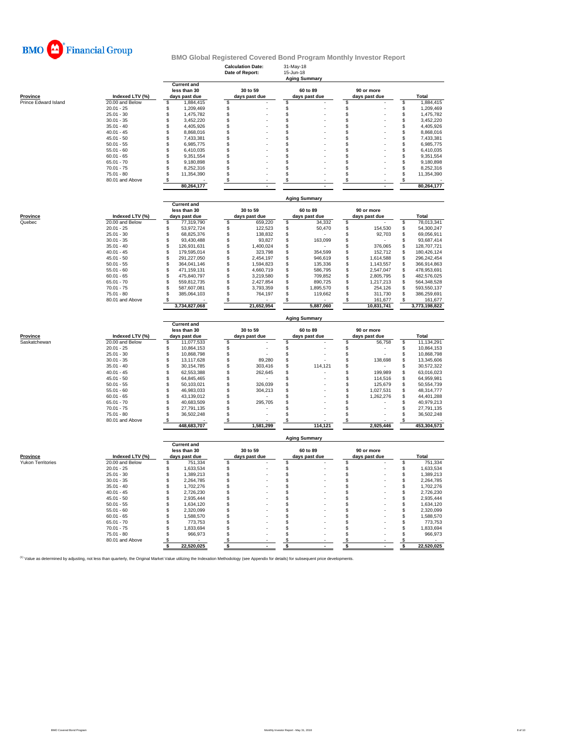BMO Financial Group

# BMO Global Registered Covered Bond Program Monthly Investor Report

**Calculation Date:** 31-May-18
**Date of Report:** 15-Jun-18

## Aging Summary

| Province | Indexed LTV (%) | Current and less than 30 days past due | 30 to 59 days past due | 60 to 89 days past due | 90 or more days past due | Total |
|---|---|---|---|---|---|---|
| Prince Edward Island | 20.00 and Below | $ 1,884,415 | $ - | $ - | $ - | $ 1,884,415 |
| | 20.01 - 25 | $ 1,209,469 | $ - | $ - | $ - | $ 1,209,469 |
| | 25.01 - 30 | $ 1,475,782 | $ - | $ - | $ - | $ 1,475,782 |
| | 30.01 - 35 | $ 3,452,220 | $ - | $ - | $ - | $ 3,452,220 |
| | 35.01 - 40 | $ 4,405,926 | $ - | $ - | $ - | $ 4,405,926 |
| | 40.01 - 45 | $ 8,868,016 | $ - | $ - | $ - | $ 8,868,016 |
| | 45.01 - 50 | $ 7,433,381 | $ - | $ - | $ - | $ 7,433,381 |
| | 50.01 - 55 | $ 6,985,775 | $ - | $ - | $ - | $ 6,985,775 |
| | 55.01 - 60 | $ 6,410,035 | $ - | $ - | $ - | $ 6,410,035 |
| | 60.01 - 65 | $ 9,351,554 | $ - | $ - | $ - | $ 9,351,554 |
| | 65.01 - 70 | $ 9,180,898 | $ - | $ - | $ - | $ 9,180,898 |
| | 70.01 - 75 | $ 8,252,316 | $ - | $ - | $ - | $ 8,252,316 |
| | 75.01 - 80 | $ 11,354,390 | $ - | $ - | $ - | $ 11,354,390 |
| | 80.01 and Above | $ - | $ - | $ - | $ - | $ - |
| | | 80,264,177 | - | - | - | 80,264,177 |

## Aging Summary

| Province | Indexed LTV (%) | Current and less than 30 days past due | 30 to 59 days past due | 60 to 89 days past due | 90 or more days past due | Total |
|---|---|---|---|---|---|---|
| Quebec | 20.00 and Below | $ 77,319,790 | $ 659,220 | $ 34,332 | $ - | $ 78,013,341 |
| | 20.01 - 25 | $ 53,972,724 | $ 122,523 | $ 50,470 | $ 154,530 | $ 54,300,247 |
| | 25.01 - 30 | $ 68,825,376 | $ 138,832 | $ - | $ 92,703 | $ 69,056,911 |
| | 30.01 - 35 | $ 93,430,488 | $ 93,827 | $ 163,099 | $ - | $ 93,687,414 |
| | 35.01 - 40 | $ 126,931,631 | $ 1,400,024 | $ - | $ 376,065 | $ 128,707,721 |
| | 40.01 - 45 | $ 179,595,014 | $ 323,798 | $ 354,599 | $ 152,712 | $ 180,426,124 |
| | 45.01 - 50 | $ 291,227,050 | $ 2,454,197 | $ 946,619 | $ 1,614,588 | $ 296,242,454 |
| | 50.01 - 55 | $ 364,041,146 | $ 1,594,823 | $ 135,336 | $ 1,143,557 | $ 366,914,863 |
| | 55.01 - 60 | $ 471,159,131 | $ 4,660,719 | $ 586,795 | $ 2,547,047 | $ 478,953,691 |
| | 60.01 - 65 | $ 475,840,797 | $ 3,219,580 | $ 709,852 | $ 2,805,795 | $ 482,576,025 |
| | 65.01 - 70 | $ 559,812,735 | $ 2,427,854 | $ 890,725 | $ 1,217,213 | $ 564,348,528 |
| | 70.01 - 75 | $ 587,607,081 | $ 3,793,359 | $ 1,895,570 | $ 254,126 | $ 593,550,137 |
| | 75.01 - 80 | $ 385,064,103 | $ 764,197 | $ 119,662 | $ 311,730 | $ 386,259,691 |
| | 80.01 and Above | $ - | $ - | $ - | $ 161,677 | $ 161,677 |
| | | 3,734,827,068 | 21,652,954 | 5,887,060 | 10,831,741 | 3,773,198,822 |

## Aging Summary

| Province | Indexed LTV (%) | Current and less than 30 days past due | 30 to 59 days past due | 60 to 89 days past due | 90 or more days past due | Total |
|---|---|---|---|---|---|---|
| Saskatchewan | 20.00 and Below | $ 11,077,533 | $ - | $ - | $ 56,758 | $ 11,134,291 |
| | 20.01 - 25 | $ 10,864,153 | $ - | $ - | $ - | $ 10,864,153 |
| | 25.01 - 30 | $ 10,868,798 | $ - | $ - | $ - | $ 10,868,798 |
| | 30.01 - 35 | $ 13,117,628 | $ 89,280 | $ - | $ 138,698 | $ 13,345,606 |
| | 35.01 - 40 | $ 30,154,785 | $ 303,416 | $ 114,121 | $ - | $ 30,572,322 |
| | 40.01 - 45 | $ 62,553,388 | $ 262,645 | $ - | $ 199,989 | $ 63,016,023 |
| | 45.01 - 50 | $ 64,845,465 | $ - | $ - | $ 114,516 | $ 64,959,981 |
| | 50.01 - 55 | $ 50,103,021 | $ 326,039 | $ - | $ 125,679 | $ 50,554,739 |
| | 55.01 - 60 | $ 46,983,033 | $ 304,213 | $ - | $ 1,027,531 | $ 48,314,777 |
| | 60.01 - 65 | $ 43,139,012 | $ - | $ - | $ 1,262,276 | $ 44,401,288 |
| | 65.01 - 70 | $ 40,683,509 | $ 295,705 | $ - | $ - | $ 40,979,213 |
| | 70.01 - 75 | $ 27,791,135 | $ - | $ - | $ - | $ 27,791,135 |
| | 75.01 - 80 | $ 36,502,248 | $ - | $ - | $ - | $ 36,502,248 |
| | 80.01 and Above | $ - | $ - | $ - | $ - | $ - |
| | | 448,683,707 | 1,581,299 | 114,121 | 2,925,446 | 453,304,573 |

## Aging Summary

| Province | Indexed LTV (%) | Current and less than 30 days past due | 30 to 59 days past due | 60 to 89 days past due | 90 or more days past due | Total |
|---|---|---|---|---|---|---|
| Yukon Territories | 20.00 and Below | $ 751,334 | $ - | $ - | $ - | $ 751,334 |
| | 20.01 - 25 | $ 1,633,534 | $ - | $ - | $ - | $ 1,633,534 |
| | 25.01 - 30 | $ 1,389,213 | $ - | $ - | $ - | $ 1,389,213 |
| | 30.01 - 35 | $ 2,264,785 | $ - | $ - | $ - | $ 2,264,785 |
| | 35.01 - 40 | $ 1,702,276 | $ - | $ - | $ - | $ 1,702,276 |
| | 40.01 - 45 | $ 2,726,230 | $ - | $ - | $ - | $ 2,726,230 |
| | 45.01 - 50 | $ 2,935,444 | $ - | $ - | $ - | $ 2,935,444 |
| | 50.01 - 55 | $ 1,634,120 | $ - | $ - | $ - | $ 1,634,120 |
| | 55.01 - 60 | $ 2,320,099 | $ - | $ - | $ - | $ 2,320,099 |
| | 60.01 - 65 | $ 1,588,570 | $ - | $ - | $ - | $ 1,588,570 |
| | 65.01 - 70 | $ 773,753 | $ - | $ - | $ - | $ 773,753 |
| | 70.01 - 75 | $ 1,833,694 | $ - | $ - | $ - | $ 1,833,694 |
| | 75.01 - 80 | $ 966,973 | $ - | $ - | $ - | $ 966,973 |
| | 80.01 and Above | $ - | $ - | $ - | $ - | $ - |
| | | $ 22,520,025 | $ - | $ - | $ - | $ 22,520,025 |

[1] Value as determined by adjusting, not less than quarterly, the Original Market Value utilizing the Indexation Methodology (see Appendix for details) for subsequent price developments.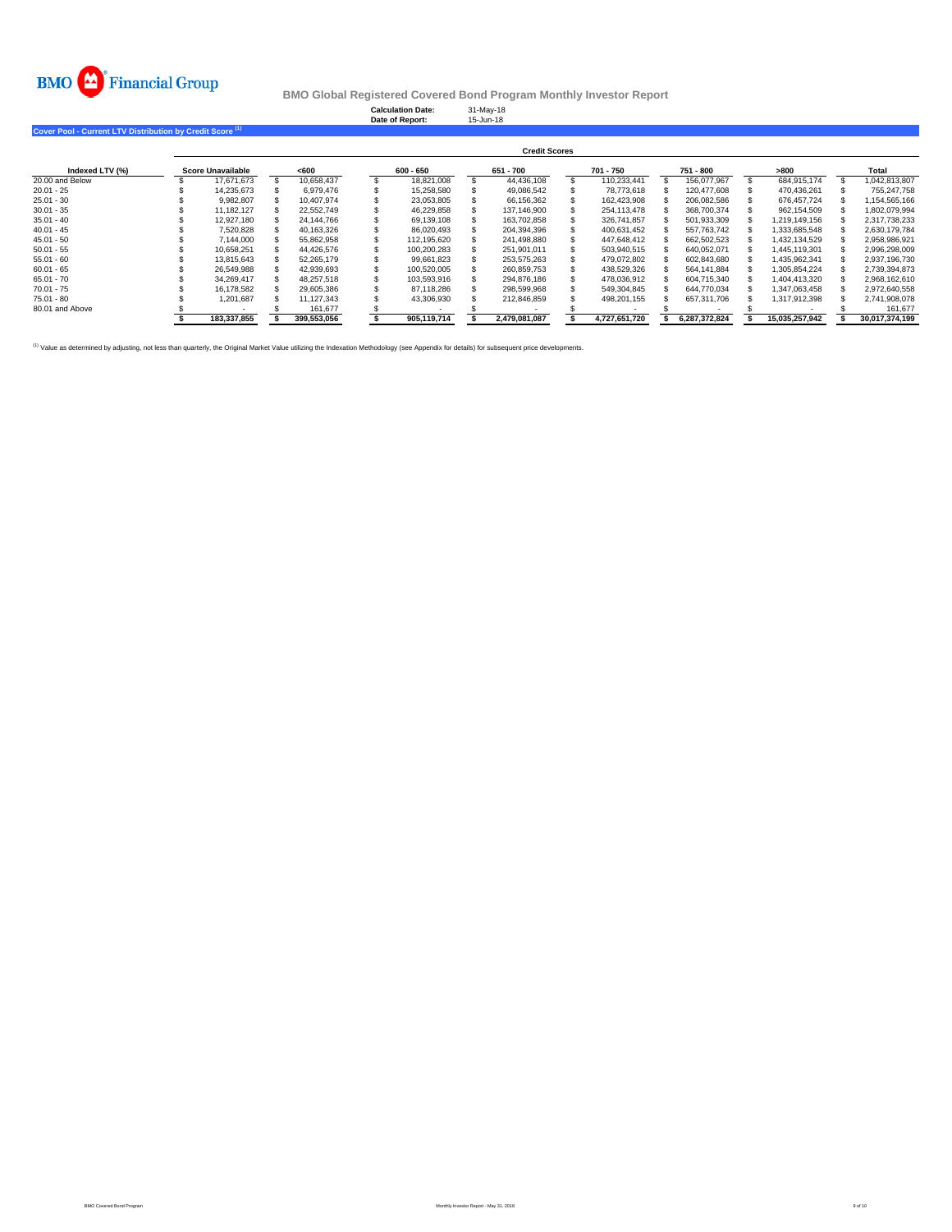**BMO Financial Group**

## BMO Global Registered Covered Bond Program Monthly Investor Report

**Calculation Date:** 31-May-18
**Date of Report:** 15-Jun-18

### Cover Pool - Current LTV Distribution by Credit Score [1]

| Indexed LTV (%) | Credit Scores | | | | | | | |
|---|---|---|---|---|---|---|---|---|
| | Score Unavailable | <600 | 600 - 650 | 651 - 700 | 701 - 750 | 751 - 800 | >800 | Total |
| 20.00 and Below | $ 17,671,673 | $ 10,658,437 | $ 18,821,008 | $ 44,436,108 | $ 110,233,441 | $ 156,077,967 | $ 684,915,174 | $ 1,042,813,807 |
| 20.01 - 25 | $ 14,235,673 | $ 6,979,476 | $ 15,258,580 | $ 49,086,542 | $ 78,773,618 | $ 120,477,608 | $ 470,436,261 | $ 755,247,758 |
| 25.01 - 30 | $ 9,982,807 | $ 10,407,974 | $ 23,053,805 | $ 66,156,362 | $ 162,423,908 | $ 206,082,586 | $ 676,457,724 | $ 1,154,565,166 |
| 30.01 - 35 | $ 11,182,127 | $ 22,552,749 | $ 46,229,858 | $ 137,146,900 | $ 254,113,478 | $ 368,700,374 | $ 962,154,509 | $ 1,802,079,994 |
| 35.01 - 40 | $ 12,927,180 | $ 24,144,766 | $ 69,139,108 | $ 163,702,858 | $ 326,741,857 | $ 501,933,309 | $ 1,219,149,156 | $ 2,317,738,233 |
| 40.01 - 45 | $ 7,520,828 | $ 40,163,326 | $ 86,020,493 | $ 204,394,396 | $ 400,631,452 | $ 557,763,742 | $ 1,333,685,548 | $ 2,630,179,784 |
| 45.01 - 50 | $ 7,144,000 | $ 55,862,958 | $ 112,195,620 | $ 241,498,880 | $ 447,648,412 | $ 662,502,523 | $ 1,432,134,529 | $ 2,958,986,921 |
| 50.01 - 55 | $ 10,658,251 | $ 44,426,576 | $ 100,200,283 | $ 251,901,011 | $ 503,940,515 | $ 640,052,071 | $ 1,445,119,301 | $ 2,996,298,009 |
| 55.01 - 60 | $ 13,815,643 | $ 52,265,179 | $ 99,661,823 | $ 253,575,263 | $ 479,072,802 | $ 602,843,680 | $ 1,435,962,341 | $ 2,937,196,730 |
| 60.01 - 65 | $ 26,549,988 | $ 42,939,693 | $ 100,520,005 | $ 260,859,753 | $ 438,529,326 | $ 564,141,884 | $ 1,305,854,224 | $ 2,739,394,873 |
| 65.01 - 70 | $ 34,269,417 | $ 48,257,518 | $ 103,593,916 | $ 294,876,186 | $ 478,036,912 | $ 604,715,340 | $ 1,404,413,320 | $ 2,968,162,610 |
| 70.01 - 75 | $ 16,178,582 | $ 29,605,386 | $ 87,118,286 | $ 298,599,968 | $ 549,304,845 | $ 644,770,034 | $ 1,347,063,458 | $ 2,972,640,558 |
| 75.01 - 80 | $ 1,201,687 | $ 11,127,343 | $ 43,306,930 | $ 212,846,859 | $ 498,201,155 | $ 657,311,706 | $ 1,317,912,398 | $ 2,741,908,078 |
| 80.01 and Above | $ - | $ 161,677 | $ - | $ - | $ - | $ - | $ - | $ 161,677 |
| | **$ 183,337,855** | **$ 399,553,056** | **$ 905,119,714** | **$ 2,479,081,087** | **$ 4,727,651,720** | **$ 6,287,372,824** | **$ 15,035,257,942** | **$ 30,017,374,199** |

[1] Value as determined by adjusting, not less than quarterly, the Original Market Value utilizing the Indexation Methodology (see Appendix for details) for subsequent price developments.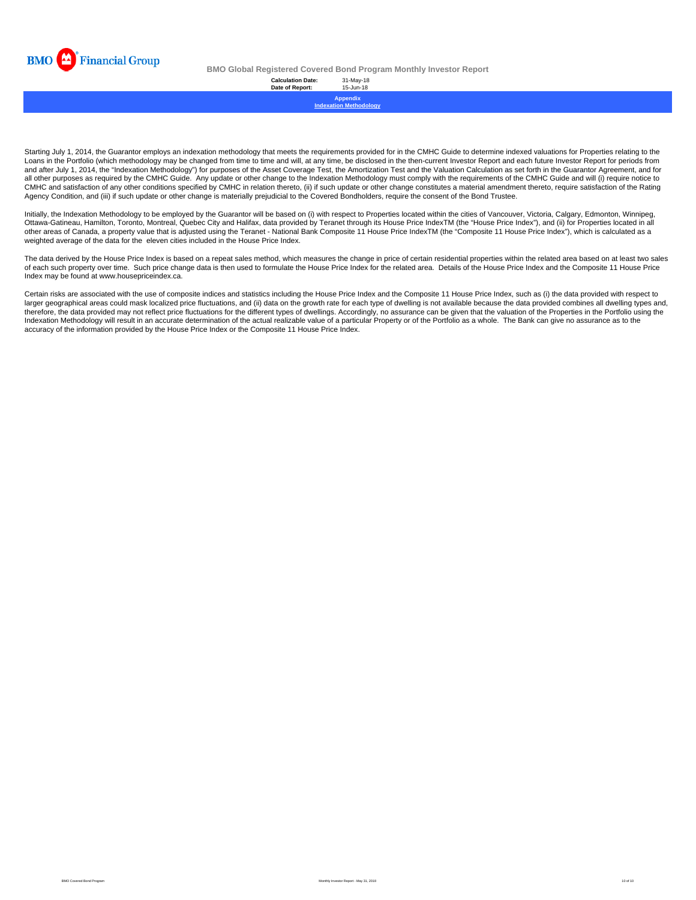**BMO Global Registered Covered Bond Program Monthly Investor Report**

**Calculation Date:** 31-May-18
**Date of Report:** 15-Jun-18

## Appendix

### Indexation Methodology

Starting July 1, 2014, the Guarantor employs an indexation methodology that meets the requirements provided for in the CMHC Guide to determine indexed valuations for Properties relating to the Loans in the Portfolio (which methodology may be changed from time to time and will, at any time, be disclosed in the then-current Investor Report and each future Investor Report for periods from and after July 1, 2014, the "Indexation Methodology") for purposes of the Asset Coverage Test, the Amortization Test and the Valuation Calculation as set forth in the Guarantor Agreement, and for all other purposes as required by the CMHC Guide. Any update or other change to the Indexation Methodology must comply with the requirements of the CMHC Guide and will (i) require notice to CMHC and satisfaction of any other conditions specified by CMHC in relation thereto, (ii) if such update or other change constitutes a material amendment thereto, require satisfaction of the Rating Agency Condition, and (iii) if such update or other change is materially prejudicial to the Covered Bondholders, require the consent of the Bond Trustee.

Initially, the Indexation Methodology to be employed by the Guarantor will be based on (i) with respect to Properties located within the cities of Vancouver, Victoria, Calgary, Edmonton, Winnipeg, Ottawa-Gatineau, Hamilton, Toronto, Montreal, Quebec City and Halifax, data provided by Teranet through its House Price IndexTM (the "House Price Index"), and (ii) for Properties located in all other areas of Canada, a property value that is adjusted using the Teranet - National Bank Composite 11 House Price IndexTM (the "Composite 11 House Price Index"), which is calculated as a weighted average of the data for the eleven cities included in the House Price Index.

The data derived by the House Price Index is based on a repeat sales method, which measures the change in price of certain residential properties within the related area based on at least two sales of each such property over time. Such price change data is then used to formulate the House Price Index for the related area. Details of the House Price Index and the Composite 11 House Price Index may be found at www.housepriceindex.ca.

Certain risks are associated with the use of composite indices and statistics including the House Price Index and the Composite 11 House Price Index, such as (i) the data provided with respect to larger geographical areas could mask localized price fluctuations, and (ii) data on the growth rate for each type of dwelling is not available because the data provided combines all dwelling types and, therefore, the data provided may not reflect price fluctuations for the different types of dwellings. Accordingly, no assurance can be given that the valuation of the Properties in the Portfolio using the Indexation Methodology will result in an accurate determination of the actual realizable value of a particular Property or of the Portfolio as a whole. The Bank can give no assurance as to the accuracy of the information provided by the House Price Index or the Composite 11 House Price Index.